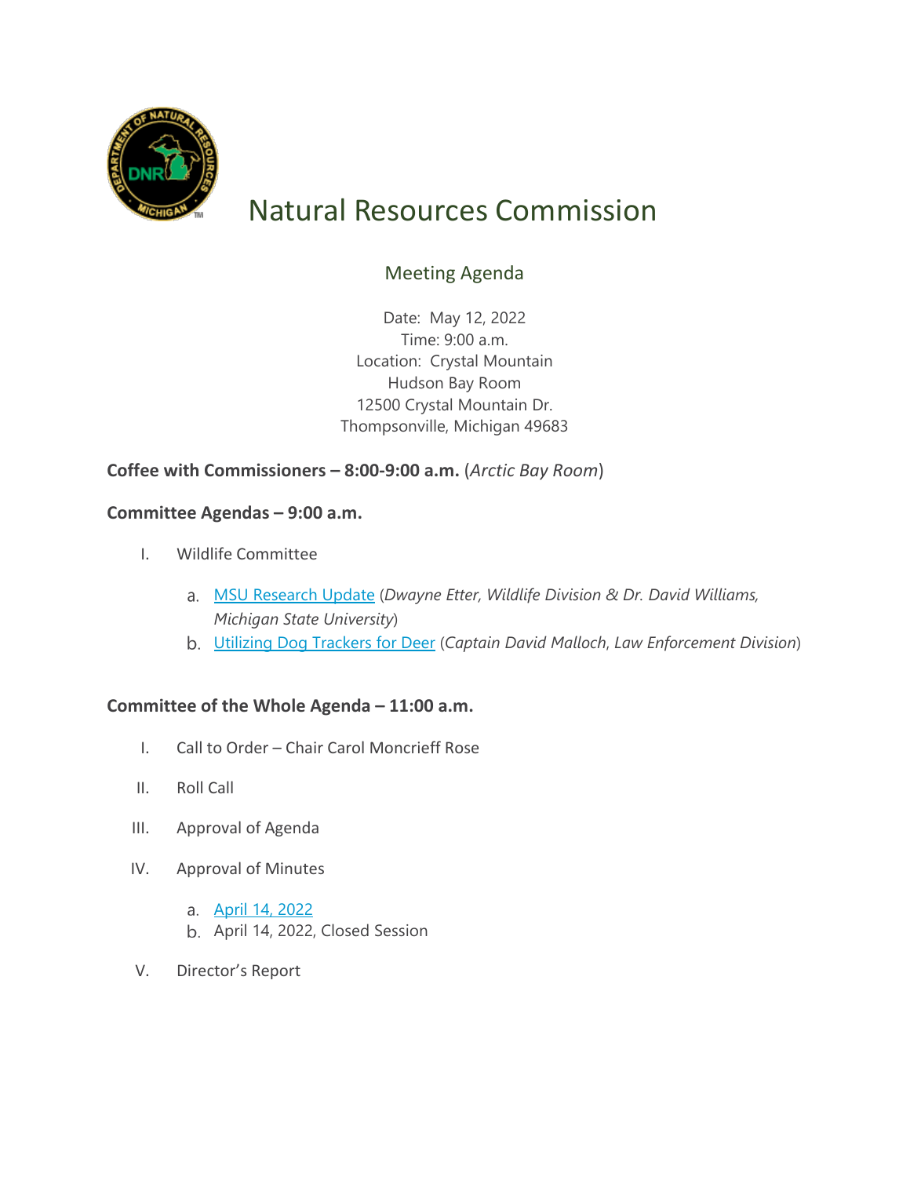# Natural Resources Commission

## Meeting Agenda

Date: May 12, 2022
Time: 9:00 a.m.
Location: Crystal Mountain
Hudson Bay Room
12500 Crystal Mountain Dr.
Thompsonville, Michigan 49683

**Coffee with Commissioners – 8:00-9:00 a.m.** (*Arctic Bay Room*)

**Committee Agendas – 9:00 a.m.**

I. Wildlife Committee

   a. MSU Research Update (*Dwayne Etter, Wildlife Division & Dr. David Williams, Michigan State University*)
   b. Utilizing Dog Trackers for Deer (*Captain David Malloch, Law Enforcement Division*)

**Committee of the Whole Agenda – 11:00 a.m.**

I. Call to Order – Chair Carol Moncrieff Rose

II. Roll Call

III. Approval of Agenda

IV. Approval of Minutes

   a. April 14, 2022
   b. April 14, 2022, Closed Session

V. Director's Report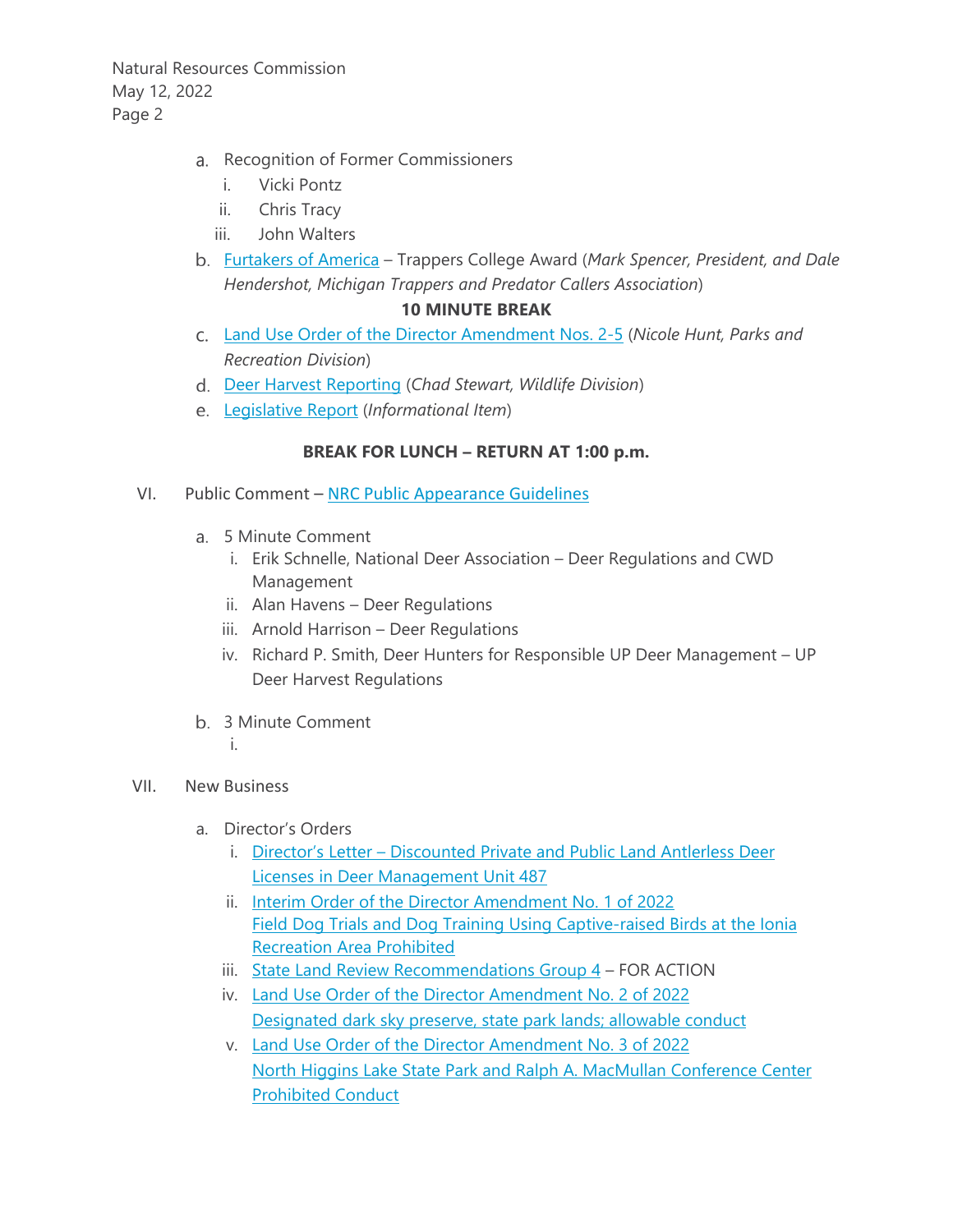a. Recognition of Former Commissioners
   i. Vicki Pontz
   ii. Chris Tracy
   iii. John Walters
b. Furtakers of America – Trappers College Award (*Mark Spencer, President, and Dale Hendershot, Michigan Trappers and Predator Callers Association*)

**10 MINUTE BREAK**

c. Land Use Order of the Director Amendment Nos. 2-5 (*Nicole Hunt, Parks and Recreation Division*)
d. Deer Harvest Reporting (*Chad Stewart, Wildlife Division*)
e. Legislative Report (*Informational Item*)

**BREAK FOR LUNCH – RETURN AT 1:00 p.m.**

VI. Public Comment – NRC Public Appearance Guidelines

a. 5 Minute Comment
   i. Erik Schnelle, National Deer Association – Deer Regulations and CWD Management
   ii. Alan Havens – Deer Regulations
   iii. Arnold Harrison – Deer Regulations
   iv. Richard P. Smith, Deer Hunters for Responsible UP Deer Management – UP Deer Harvest Regulations
b. 3 Minute Comment
   i.

VII. New Business

a. Director's Orders
   i. Director's Letter – Discounted Private and Public Land Antlerless Deer Licenses in Deer Management Unit 487
   ii. Interim Order of the Director Amendment No. 1 of 2022
   Field Dog Trials and Dog Training Using Captive-raised Birds at the Ionia Recreation Area Prohibited
   iii. State Land Review Recommendations Group 4 – FOR ACTION
   iv. Land Use Order of the Director Amendment No. 2 of 2022
   Designated dark sky preserve, state park lands; allowable conduct
   v. Land Use Order of the Director Amendment No. 3 of 2022
   North Higgins Lake State Park and Ralph A. MacMullan Conference Center Prohibited Conduct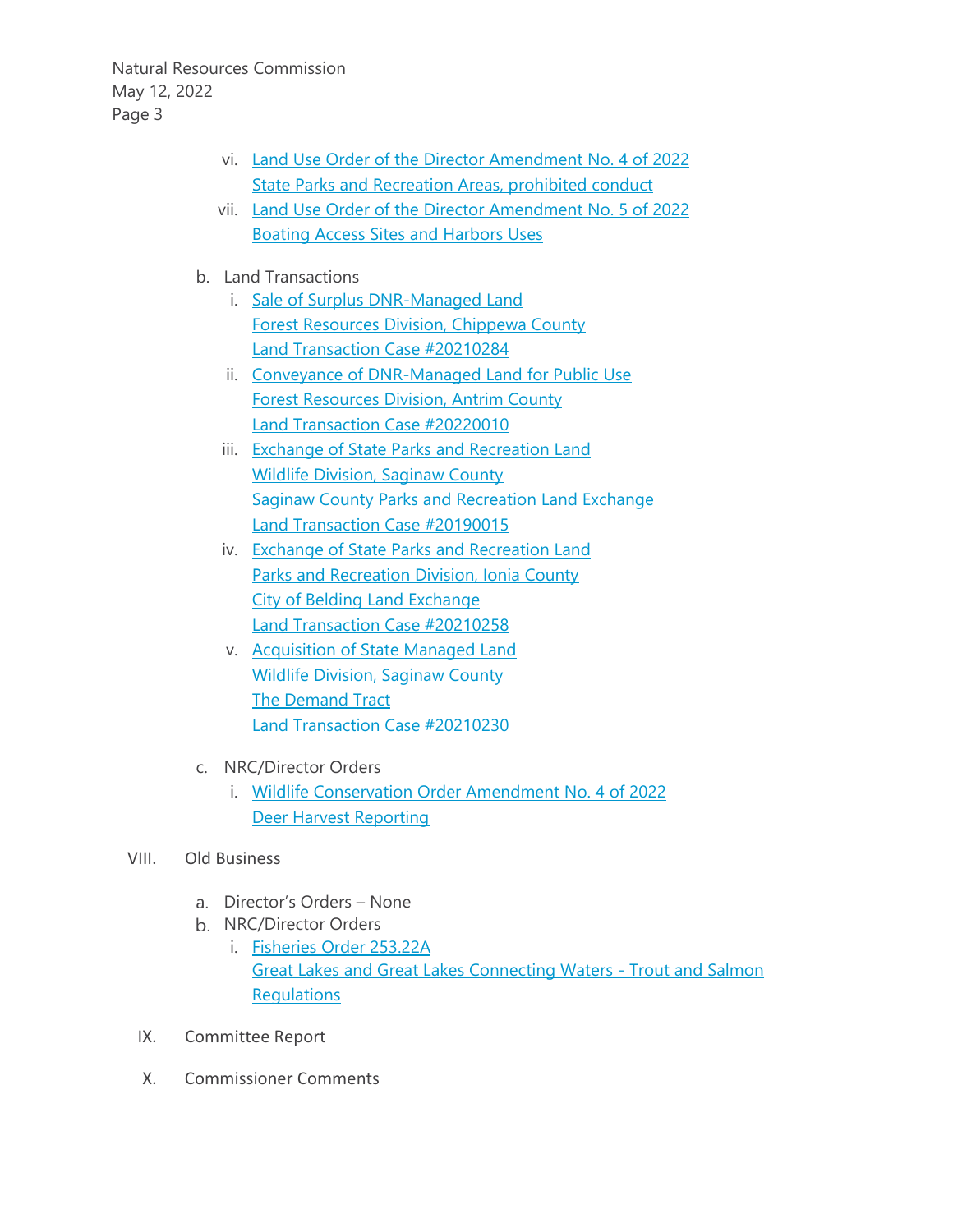- vi. Land Use Order of the Director Amendment No. 4 of 2022
     State Parks and Recreation Areas, prohibited conduct
   - vii. Land Use Order of the Director Amendment No. 5 of 2022
     Boating Access Sites and Harbors Uses

- b. Land Transactions
   - i. Sale of Surplus DNR-Managed Land
     Forest Resources Division, Chippewa County
     Land Transaction Case #20210284
   - ii. Conveyance of DNR-Managed Land for Public Use
     Forest Resources Division, Antrim County
     Land Transaction Case #20220010
   - iii. Exchange of State Parks and Recreation Land
     Wildlife Division, Saginaw County
     Saginaw County Parks and Recreation Land Exchange
     Land Transaction Case #20190015
   - iv. Exchange of State Parks and Recreation Land
     Parks and Recreation Division, Ionia County
     City of Belding Land Exchange
     Land Transaction Case #20210258
   - v. Acquisition of State Managed Land
     Wildlife Division, Saginaw County
     The Demand Tract
     Land Transaction Case #20210230

- c. NRC/Director Orders
   - i. Wildlife Conservation Order Amendment No. 4 of 2022
     Deer Harvest Reporting

VIII. Old Business

- a. Director's Orders – None
- b. NRC/Director Orders
   - i. Fisheries Order 253.22A
     Great Lakes and Great Lakes Connecting Waters - Trout and Salmon Regulations

IX. Committee Report

X. Commissioner Comments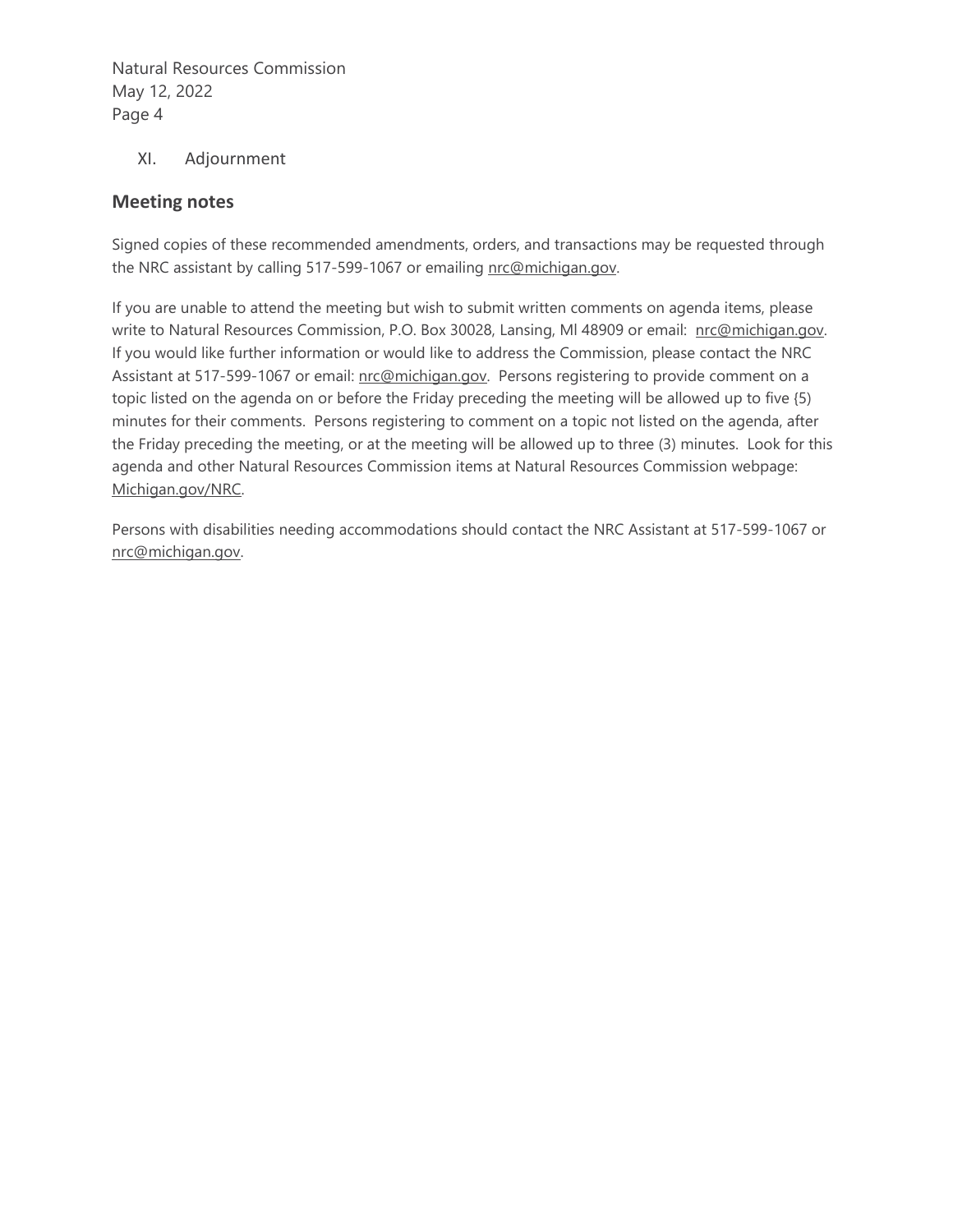XI. Adjournment

## Meeting notes

Signed copies of these recommended amendments, orders, and transactions may be requested through the NRC assistant by calling 517-599-1067 or emailing nrc@michigan.gov.

If you are unable to attend the meeting but wish to submit written comments on agenda items, please write to Natural Resources Commission, P.O. Box 30028, Lansing, Ml 48909 or email: nrc@michigan.gov. If you would like further information or would like to address the Commission, please contact the NRC Assistant at 517-599-1067 or email: nrc@michigan.gov. Persons registering to provide comment on a topic listed on the agenda on or before the Friday preceding the meeting will be allowed up to five {5) minutes for their comments. Persons registering to comment on a topic not listed on the agenda, after the Friday preceding the meeting, or at the meeting will be allowed up to three (3) minutes. Look for this agenda and other Natural Resources Commission items at Natural Resources Commission webpage: Michigan.gov/NRC.

Persons with disabilities needing accommodations should contact the NRC Assistant at 517-599-1067 or nrc@michigan.gov.